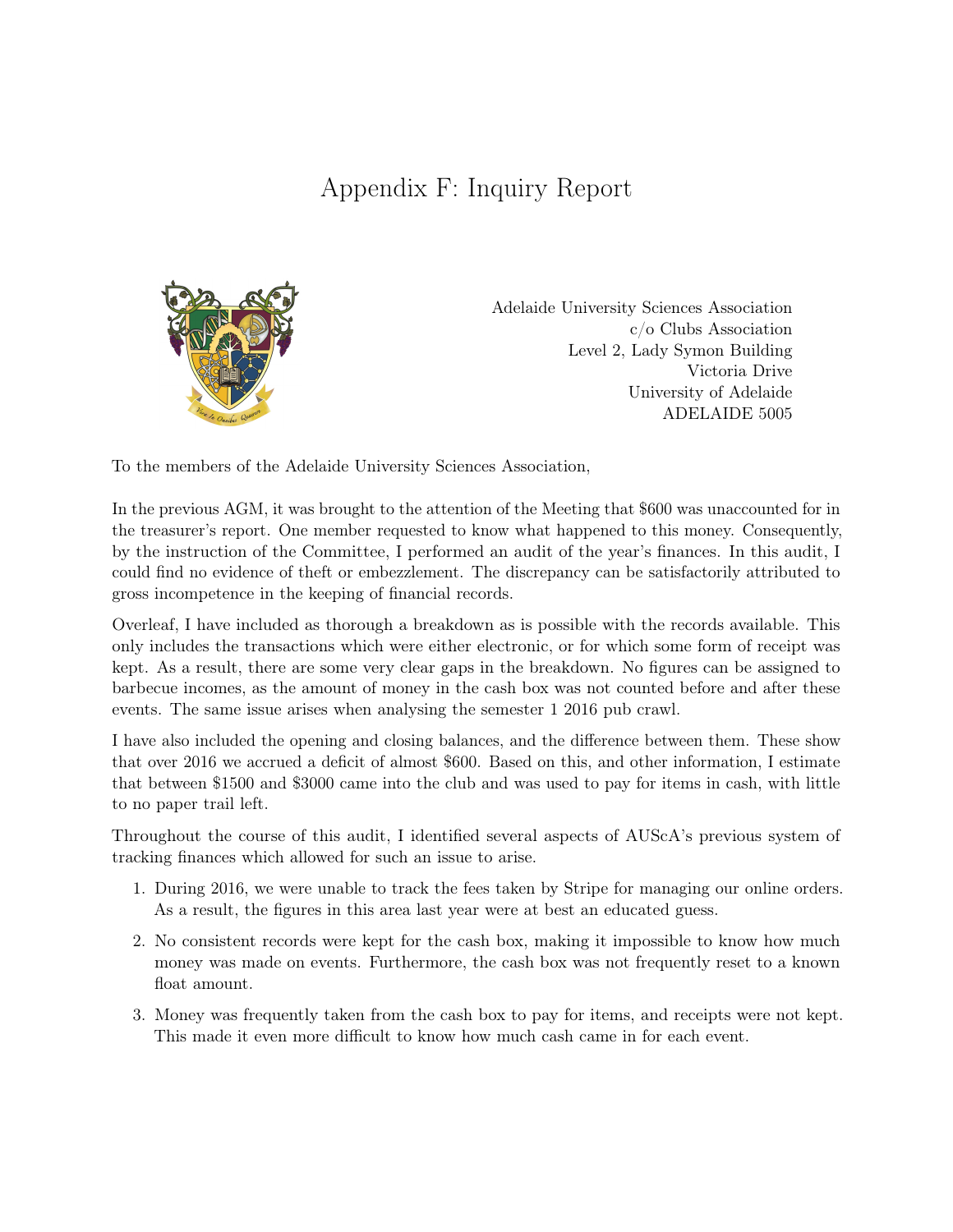# Appendix F: Inquiry Report

Adelaide University Sciences Association
c/o Clubs Association
Level 2, Lady Symon Building
Victoria Drive
University of Adelaide
ADELAIDE 5005

To the members of the Adelaide University Sciences Association,

In the previous AGM, it was brought to the attention of the Meeting that $600 was unaccounted for in the treasurer's report. One member requested to know what happened to this money. Consequently, by the instruction of the Committee, I performed an audit of the year's finances. In this audit, I could find no evidence of theft or embezzlement. The discrepancy can be satisfactorily attributed to gross incompetence in the keeping of financial records.

Overleaf, I have included as thorough a breakdown as is possible with the records available. This only includes the transactions which were either electronic, or for which some form of receipt was kept. As a result, there are some very clear gaps in the breakdown. No figures can be assigned to barbecue incomes, as the amount of money in the cash box was not counted before and after these events. The same issue arises when analysing the semester 1 2016 pub crawl.

I have also included the opening and closing balances, and the difference between them. These show that over 2016 we accrued a deficit of almost $600. Based on this, and other information, I estimate that between $1500 and $3000 came into the club and was used to pay for items in cash, with little to no paper trail left.

Throughout the course of this audit, I identified several aspects of AUScA's previous system of tracking finances which allowed for such an issue to arise.

1. During 2016, we were unable to track the fees taken by Stripe for managing our online orders. As a result, the figures in this area last year were at best an educated guess.
2. No consistent records were kept for the cash box, making it impossible to know how much money was made on events. Furthermore, the cash box was not frequently reset to a known float amount.
3. Money was frequently taken from the cash box to pay for items, and receipts were not kept. This made it even more difficult to know how much cash came in for each event.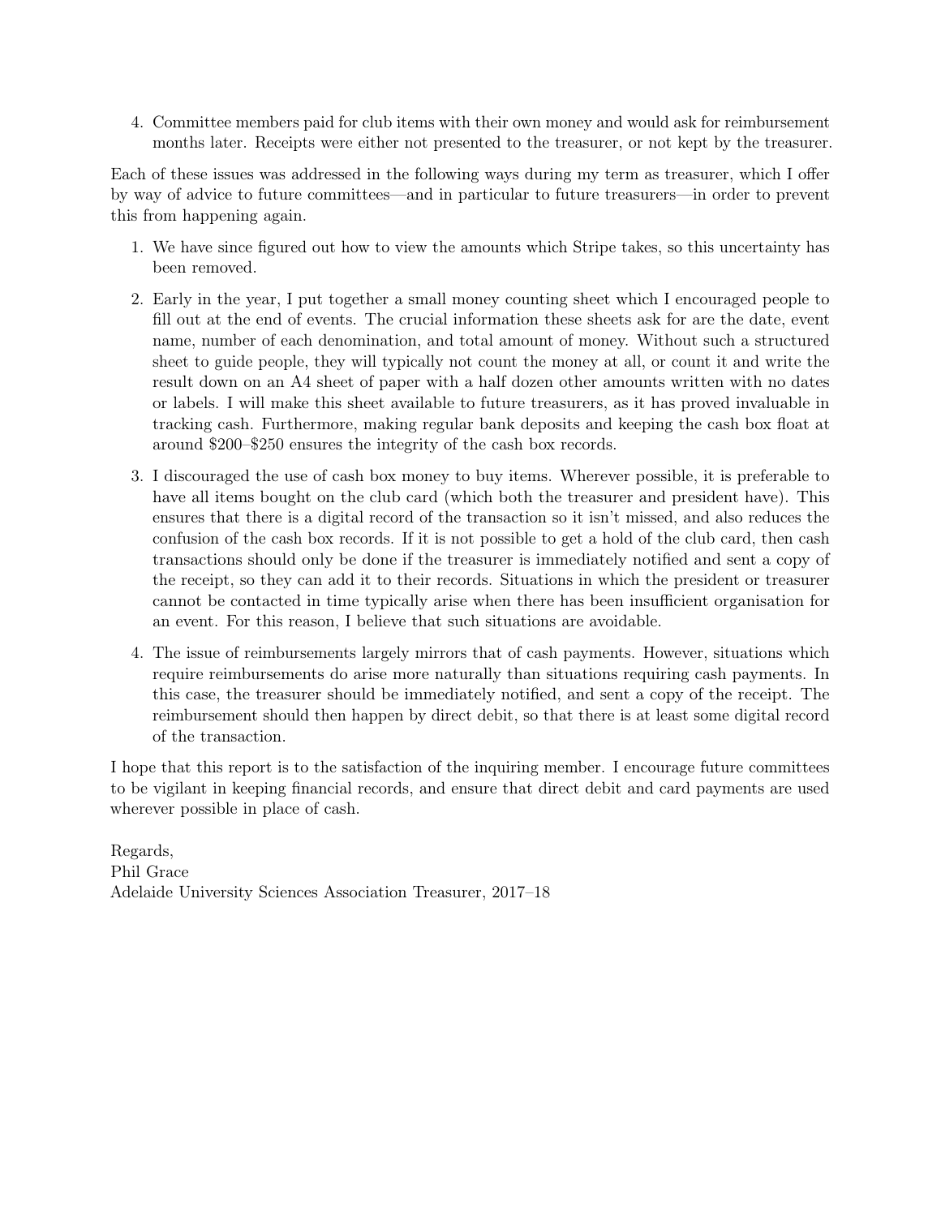4. Committee members paid for club items with their own money and would ask for reimbursement months later. Receipts were either not presented to the treasurer, or not kept by the treasurer.

Each of these issues was addressed in the following ways during my term as treasurer, which I offer by way of advice to future committees—and in particular to future treasurers—in order to prevent this from happening again.

1. We have since figured out how to view the amounts which Stripe takes, so this uncertainty has been removed.
2. Early in the year, I put together a small money counting sheet which I encouraged people to fill out at the end of events. The crucial information these sheets ask for are the date, event name, number of each denomination, and total amount of money. Without such a structured sheet to guide people, they will typically not count the money at all, or count it and write the result down on an A4 sheet of paper with a half dozen other amounts written with no dates or labels. I will make this sheet available to future treasurers, as it has proved invaluable in tracking cash. Furthermore, making regular bank deposits and keeping the cash box float at around $200–$250 ensures the integrity of the cash box records.
3. I discouraged the use of cash box money to buy items. Wherever possible, it is preferable to have all items bought on the club card (which both the treasurer and president have). This ensures that there is a digital record of the transaction so it isn't missed, and also reduces the confusion of the cash box records. If it is not possible to get a hold of the club card, then cash transactions should only be done if the treasurer is immediately notified and sent a copy of the receipt, so they can add it to their records. Situations in which the president or treasurer cannot be contacted in time typically arise when there has been insufficient organisation for an event. For this reason, I believe that such situations are avoidable.
4. The issue of reimbursements largely mirrors that of cash payments. However, situations which require reimbursements do arise more naturally than situations requiring cash payments. In this case, the treasurer should be immediately notified, and sent a copy of the receipt. The reimbursement should then happen by direct debit, so that there is at least some digital record of the transaction.

I hope that this report is to the satisfaction of the inquiring member. I encourage future committees to be vigilant in keeping financial records, and ensure that direct debit and card payments are used wherever possible in place of cash.

Regards,
Phil Grace
Adelaide University Sciences Association Treasurer, 2017–18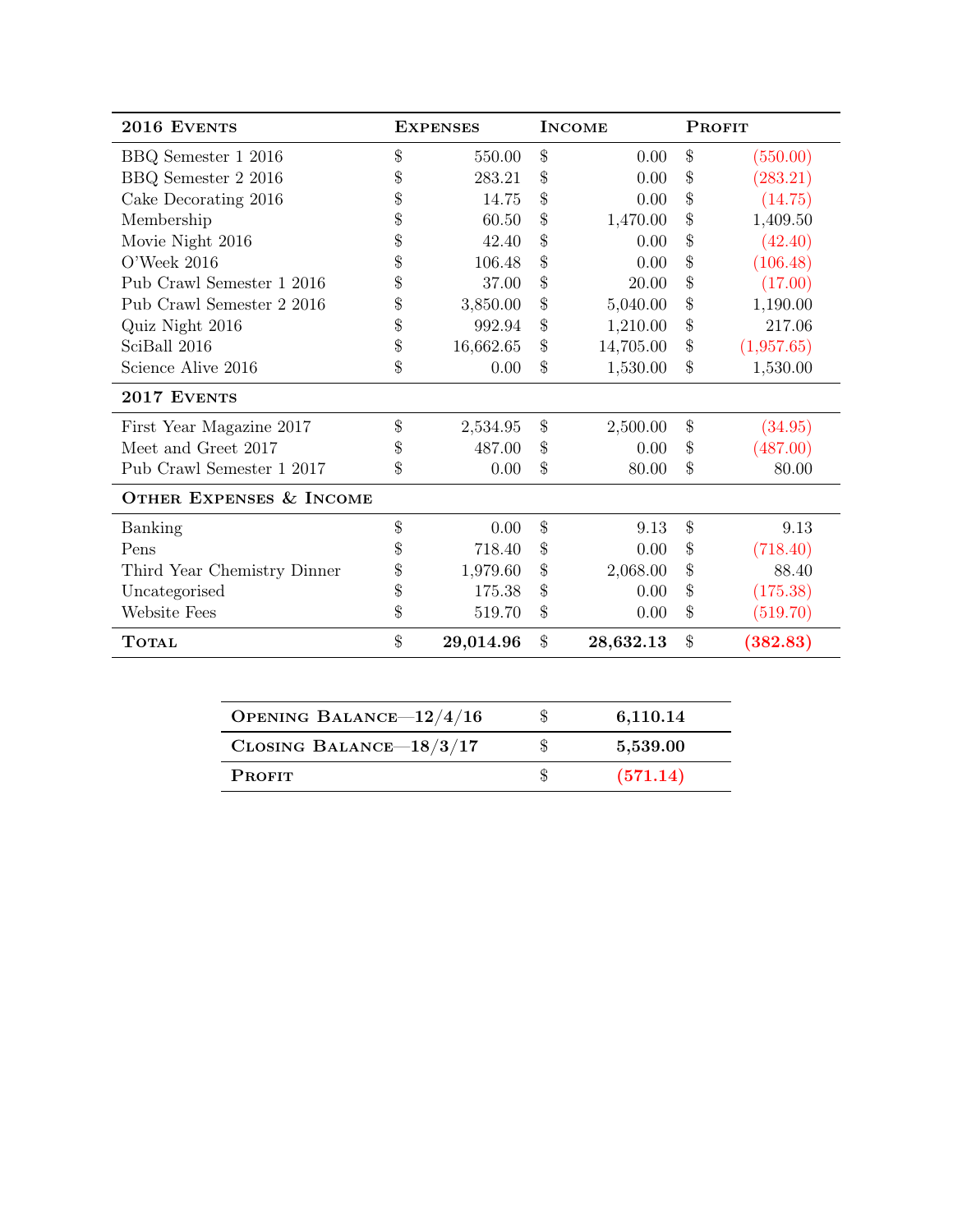| **2016 Events** | **Expenses** | | **Income** | | **Profit** | |
|---|---|---|---|---|---|---|
| BBQ Semester 1 2016 | $ | 550.00 | $ | 0.00 | $ | (550.00) |
| BBQ Semester 2 2016 | $ | 283.21 | $ | 0.00 | $ | (283.21) |
| Cake Decorating 2016 | $ | 14.75 | $ | 0.00 | $ | (14.75) |
| Membership | $ | 60.50 | $ | 1,470.00 | $ | 1,409.50 |
| Movie Night 2016 | $ | 42.40 | $ | 0.00 | $ | (42.40) |
| O'Week 2016 | $ | 106.48 | $ | 0.00 | $ | (106.48) |
| Pub Crawl Semester 1 2016 | $ | 37.00 | $ | 20.00 | $ | (17.00) |
| Pub Crawl Semester 2 2016 | $ | 3,850.00 | $ | 5,040.00 | $ | 1,190.00 |
| Quiz Night 2016 | $ | 992.94 | $ | 1,210.00 | $ | 217.06 |
| SciBall 2016 | $ | 16,662.65 | $ | 14,705.00 | $ | (1,957.65) |
| Science Alive 2016 | $ | 0.00 | $ | 1,530.00 | $ | 1,530.00 |
| **2017 Events** | | | | | | |
| First Year Magazine 2017 | $ | 2,534.95 | $ | 2,500.00 | $ | (34.95) |
| Meet and Greet 2017 | $ | 487.00 | $ | 0.00 | $ | (487.00) |
| Pub Crawl Semester 1 2017 | $ | 0.00 | $ | 80.00 | $ | 80.00 |
| **Other Expenses & Income** | | | | | | |
| Banking | $ | 0.00 | $ | 9.13 | $ | 9.13 |
| Pens | $ | 718.40 | $ | 0.00 | $ | (718.40) |
| Third Year Chemistry Dinner | $ | 1,979.60 | $ | 2,068.00 | $ | 88.40 |
| Uncategorised | $ | 175.38 | $ | 0.00 | $ | (175.38) |
| Website Fees | $ | 519.70 | $ | 0.00 | $ | (519.70) |
| **Total** | $ | **29,014.96** | $ | **28,632.13** | $ | **(382.83)** |

| | | |
|---|---|---|
| **Opening Balance—12/4/16** | $ | **6,110.14** |
| **Closing Balance—18/3/17** | $ | **5,539.00** |
| **Profit** | $ | **(571.14)** |